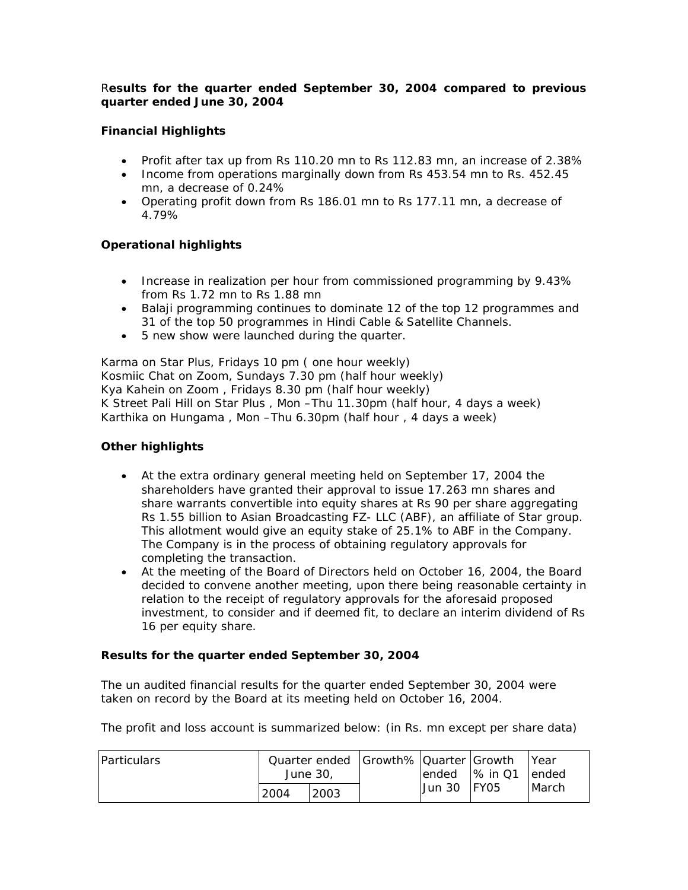**Results for the quarter ended September 30, 2004 compared to previous quarter ended June 30, 2004**

**Financial Highlights**

- Profit after tax up from Rs 110.20 mn to Rs 112.83 mn, an increase of 2.38%
- Income from operations marginally down from Rs 453.54 mn to Rs. 452.45 mn, a decrease of 0.24%
- Operating profit down from Rs 186.01 mn to Rs 177.11 mn, a decrease of 4.79%

**Operational highlights**

- Increase in realization per hour from commissioned programming by 9.43% from Rs 1.72 mn to Rs 1.88 mn
- Balaji programming continues to dominate 12 of the top 12 programmes and 31 of the top 50 programmes in Hindi Cable & Satellite Channels.
- 5 new show were launched during the quarter.

Karma on Star Plus, Fridays 10 pm ( one hour weekly)
Kosmiic Chat on Zoom, Sundays 7.30 pm (half hour weekly)
Kya Kahein on Zoom , Fridays 8.30 pm (half hour weekly)
K Street Pali Hill on Star Plus , Mon –Thu 11.30pm (half hour, 4 days a week)
Karthika on Hungama , Mon –Thu 6.30pm (half hour , 4 days a week)

**Other highlights**

- At the extra ordinary general meeting held on September 17, 2004 the shareholders have granted their approval to issue 17.263 mn shares and share warrants convertible into equity shares at Rs 90 per share aggregating Rs 1.55 billion to Asian Broadcasting FZ- LLC (ABF), an affiliate of Star group. This allotment would give an equity stake of 25.1% to ABF in the Company. The Company is in the process of obtaining regulatory approvals for completing the transaction.
- At the meeting of the Board of Directors held on October 16, 2004, the Board decided to convene another meeting, upon there being reasonable certainty in relation to the receipt of regulatory approvals for the aforesaid proposed investment, to consider and if deemed fit, to declare an interim dividend of Rs 16 per equity share.

**Results for the quarter ended September 30, 2004**

The un audited financial results for the quarter ended September 30, 2004 were taken on record by the Board at its meeting held on October 16, 2004.

The profit and loss account is summarized below: (in Rs. mn except per share data)

| Particulars | Quarter ended June 30, | | Growth% | Quarter ended Jun 30 | Growth % in Q1 FY05 | Year ended March |
|---|---|---|---|---|---|---|
| | 2004 | 2003 | | | | |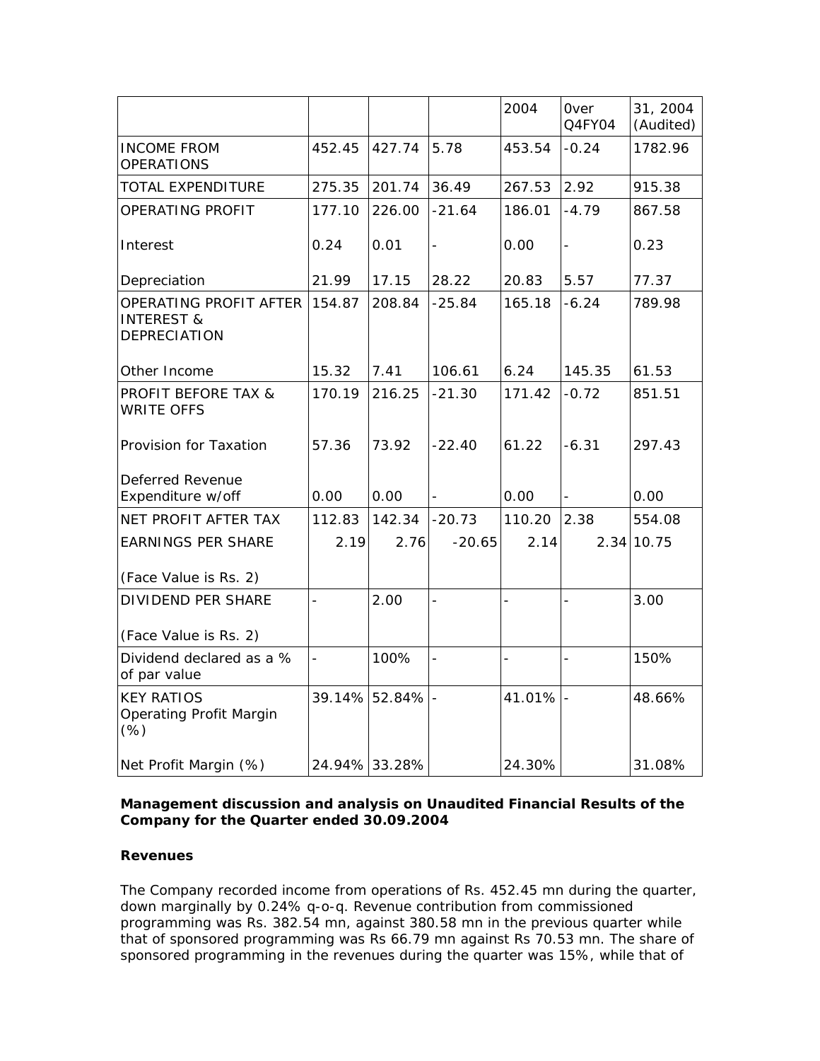| | | | | 2004 | Over Q4FY04 | 31, 2004 (Audited) |
|---|---|---|---|---|---|---|
| INCOME FROM OPERATIONS | 452.45 | 427.74 | 5.78 | 453.54 | -0.24 | 1782.96 |
| TOTAL EXPENDITURE | 275.35 | 201.74 | 36.49 | 267.53 | 2.92 | 915.38 |
| OPERATING PROFIT | 177.10 | 226.00 | -21.64 | 186.01 | -4.79 | 867.58 |
| Interest | 0.24 | 0.01 | - | 0.00 | - | 0.23 |
| Depreciation | 21.99 | 17.15 | 28.22 | 20.83 | 5.57 | 77.37 |
| OPERATING PROFIT AFTER INTEREST & DEPRECIATION | 154.87 | 208.84 | -25.84 | 165.18 | -6.24 | 789.98 |
| Other Income | 15.32 | 7.41 | 106.61 | 6.24 | 145.35 | 61.53 |
| PROFIT BEFORE TAX & WRITE OFFS | 170.19 | 216.25 | -21.30 | 171.42 | -0.72 | 851.51 |
| Provision for Taxation | 57.36 | 73.92 | -22.40 | 61.22 | -6.31 | 297.43 |
| Deferred Revenue Expenditure w/off | 0.00 | 0.00 | - | 0.00 | - | 0.00 |
| NET PROFIT AFTER TAX | 112.83 | 142.34 | -20.73 | 110.20 | 2.38 | 554.08 |
| EARNINGS PER SHARE (Face Value is Rs. 2) | 2.19 | 2.76 | -20.65 | 2.14 | 2.34 | 10.75 |
| DIVIDEND PER SHARE (Face Value is Rs. 2) | - | 2.00 | - | - | - | 3.00 |
| Dividend declared as a % of par value | - | 100% | - | - | - | 150% |
| KEY RATIOS Operating Profit Margin (%) | 39.14% | 52.84% | - | 41.01% | - | 48.66% |
| Net Profit Margin (%) | 24.94% | 33.28% | | 24.30% | | 31.08% |

**Management discussion and analysis on Unaudited Financial Results of the Company for the Quarter ended 30.09.2004**

**Revenues**

The Company recorded income from operations of Rs. 452.45 mn during the quarter, down marginally by 0.24% q-o-q. Revenue contribution from commissioned programming was Rs. 382.54 mn, against 380.58 mn in the previous quarter while that of sponsored programming was Rs 66.79 mn against Rs 70.53 mn. The share of sponsored programming in the revenues during the quarter was 15%, while that of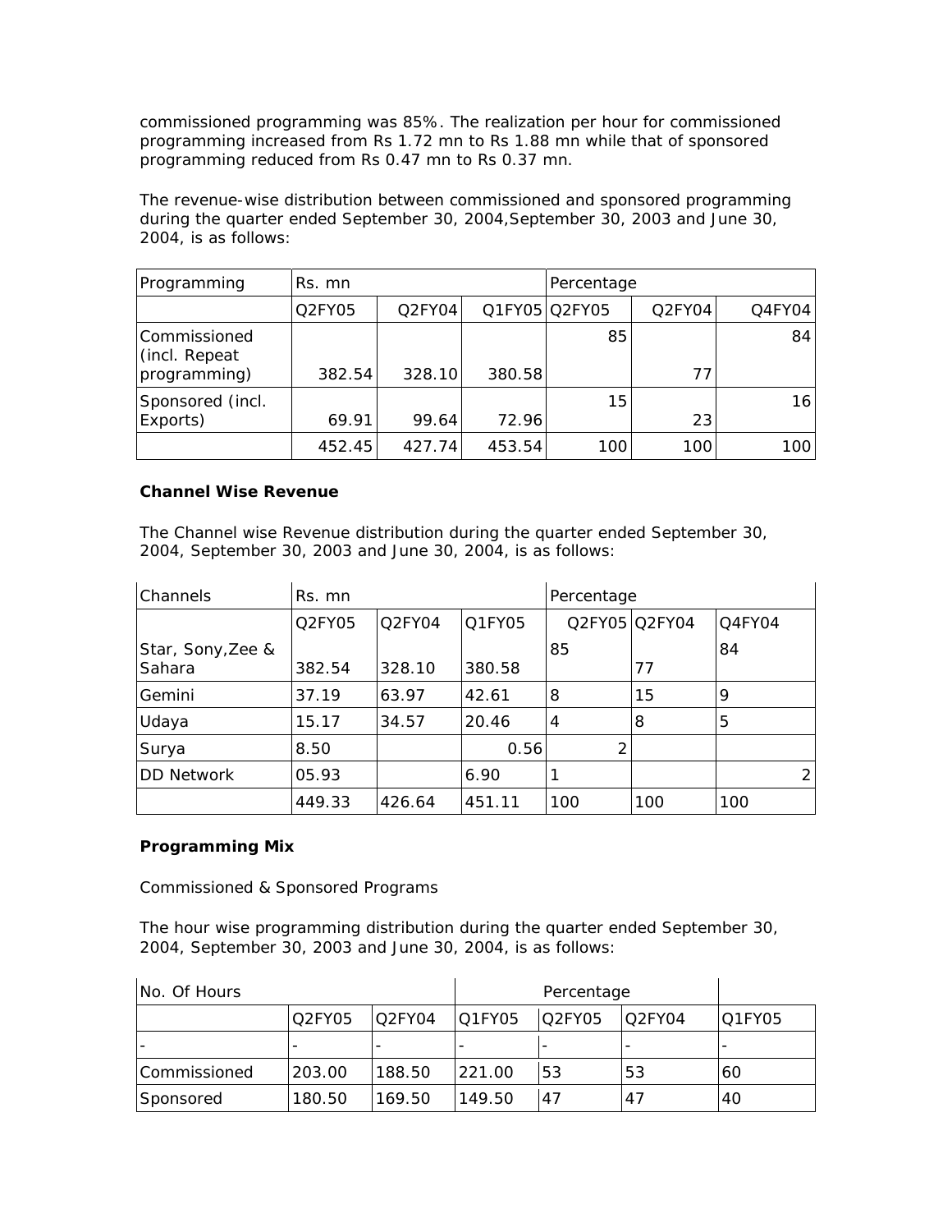commissioned programming was 85%. The realization per hour for commissioned programming increased from Rs 1.72 mn to Rs 1.88 mn while that of sponsored programming reduced from Rs 0.47 mn to Rs 0.37 mn.

The revenue-wise distribution between commissioned and sponsored programming during the quarter ended September 30, 2004,September 30, 2003 and June 30, 2004, is as follows:

| Programming | Rs. mn | | | Percentage | | |
|---|---|---|---|---|---|---|
| | Q2FY05 | Q2FY04 | Q1FY05 | Q2FY05 | Q2FY04 | Q4FY04 |
| Commissioned (incl. Repeat programming) | 382.54 | 328.10 | 380.58 | 85 | 77 | 84 |
| Sponsored (incl. Exports) | 69.91 | 99.64 | 72.96 | 15 | 23 | 16 |
| | 452.45 | 427.74 | 453.54 | 100 | 100 | 100 |

**Channel Wise Revenue**

The Channel wise Revenue distribution during the quarter ended September 30, 2004, September 30, 2003 and June 30, 2004, is as follows:

| Channels | Rs. mn | | | Percentage | | |
|---|---|---|---|---|---|---|
| | Q2FY05 | Q2FY04 | Q1FY05 | Q2FY05 | Q2FY04 | Q4FY04 |
| Star, Sony,Zee & Sahara | 382.54 | 328.10 | 380.58 | 85 | 77 | 84 |
| Gemini | 37.19 | 63.97 | 42.61 | 8 | 15 | 9 |
| Udaya | 15.17 | 34.57 | 20.46 | 4 | 8 | 5 |
| Surya | 8.50 | | 0.56 | 2 | | |
| DD Network | 05.93 | | 6.90 | 1 | | 2 |
| | 449.33 | 426.64 | 451.11 | 100 | 100 | 100 |

**Programming Mix**

Commissioned & Sponsored Programs

The hour wise programming distribution during the quarter ended September 30, 2004, September 30, 2003 and June 30, 2004, is as follows:

| No. Of Hours | | | Percentage | | | |
|---|---|---|---|---|---|---|
| | Q2FY05 | Q2FY04 | Q1FY05 | Q2FY05 | Q2FY04 | Q1FY05 |
| - | - | - | - | - | - | - |
| Commissioned | 203.00 | 188.50 | 221.00 | 53 | 53 | 60 |
| Sponsored | 180.50 | 169.50 | 149.50 | 47 | 47 | 40 |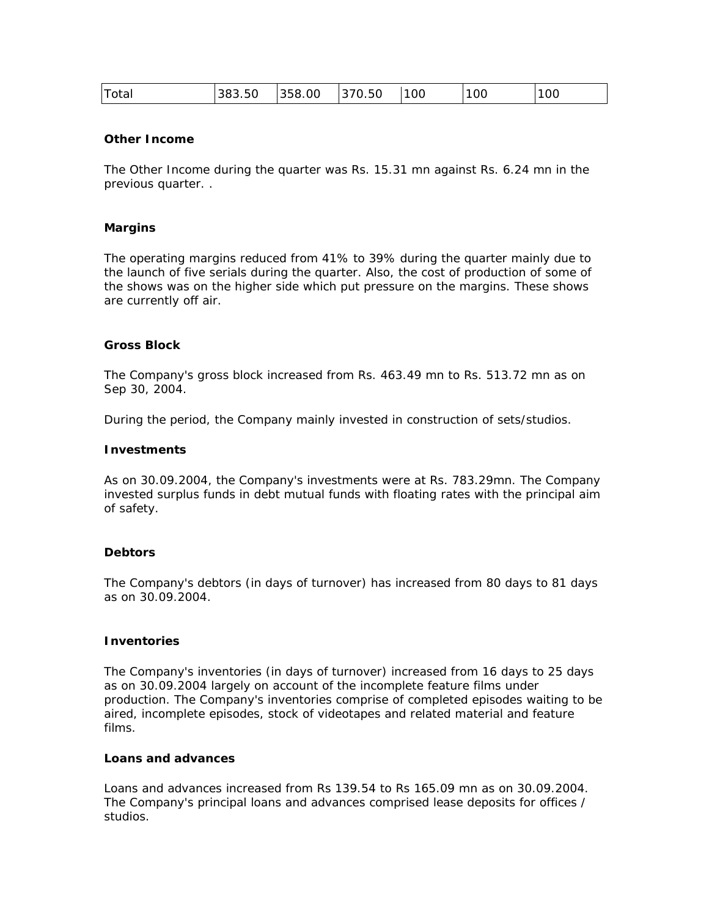| Total | 383.50 | 358.00 | 370.50 | 100 | 100 | 100 |
|---|---|---|---|---|---|---|

**Other Income**

The Other Income during the quarter was Rs. 15.31 mn against Rs. 6.24 mn in the previous quarter. .

**Margins**

The operating margins reduced from 41% to 39% during the quarter mainly due to the launch of five serials during the quarter. Also, the cost of production of some of the shows was on the higher side which put pressure on the margins. These shows are currently off air.

**Gross Block**

The Company's gross block increased from Rs. 463.49 mn to Rs. 513.72 mn as on Sep 30, 2004.

During the period, the Company mainly invested in construction of sets/studios.

**Investments**

As on 30.09.2004, the Company's investments were at Rs. 783.29mn. The Company invested surplus funds in debt mutual funds with floating rates with the principal aim of safety.

**Debtors**

The Company's debtors (in days of turnover) has increased from 80 days to 81 days as on 30.09.2004.

**Inventories**

The Company's inventories (in days of turnover) increased from 16 days to 25 days as on 30.09.2004 largely on account of the incomplete feature films under production. The Company's inventories comprise of completed episodes waiting to be aired, incomplete episodes, stock of videotapes and related material and feature films.

**Loans and advances**

Loans and advances increased from Rs 139.54 to Rs 165.09 mn as on 30.09.2004. The Company's principal loans and advances comprised lease deposits for offices / studios.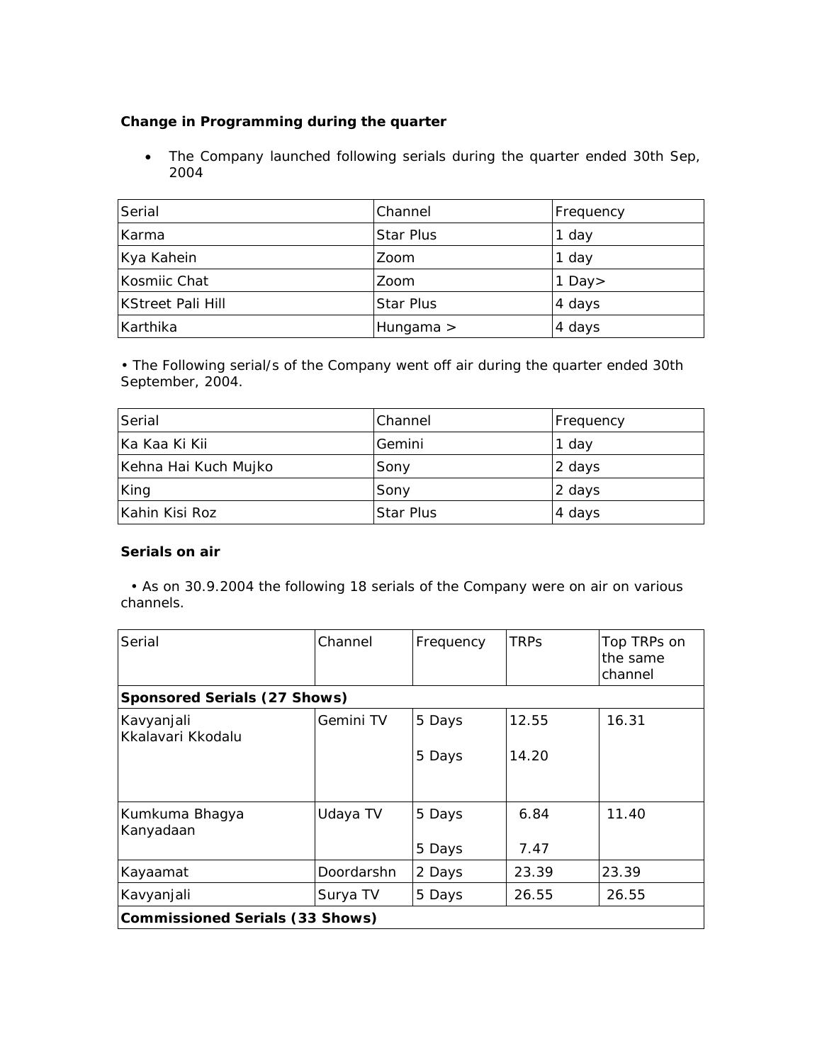**Change in Programming during the quarter**

- The Company launched following serials during the quarter ended 30th Sep, 2004

| Serial | Channel | Frequency |
|---|---|---|
| Karma | Star Plus | 1 day |
| Kya Kahein | Zoom | 1 day |
| Kosmiic Chat | Zoom | 1 Day> |
| KStreet Pali Hill | Star Plus | 4 days |
| Karthika | Hungama > | 4 days |

• The Following serial/s of the Company went off air during the quarter ended 30th September, 2004.

| Serial | Channel | Frequency |
|---|---|---|
| Ka Kaa Ki Kii | Gemini | 1 day |
| Kehna Hai Kuch Mujko | Sony | 2 days |
| King | Sony | 2 days |
| Kahin Kisi Roz | Star Plus | 4 days |

**Serials on air**

• As on 30.9.2004 the following 18 serials of the Company were on air on various channels.

| Serial | Channel | Frequency | TRPs | Top TRPs on the same channel |
|---|---|---|---|---|
| **Sponsored Serials (27 Shows)** | | | | |
| Kavyanjali<br>Kkalavari Kkodalu | Gemini TV | 5 Days<br>5 Days | 12.55<br>14.20 | 16.31 |
| Kumkuma Bhagya<br>Kanyadaan | Udaya TV | 5 Days<br>5 Days | 6.84<br>7.47 | 11.40 |
| Kayaamat | Doordarshn | 2 Days | 23.39 | 23.39 |
| Kavyanjali | Surya TV | 5 Days | 26.55 | 26.55 |
| **Commissioned Serials (33 Shows)** | | | | |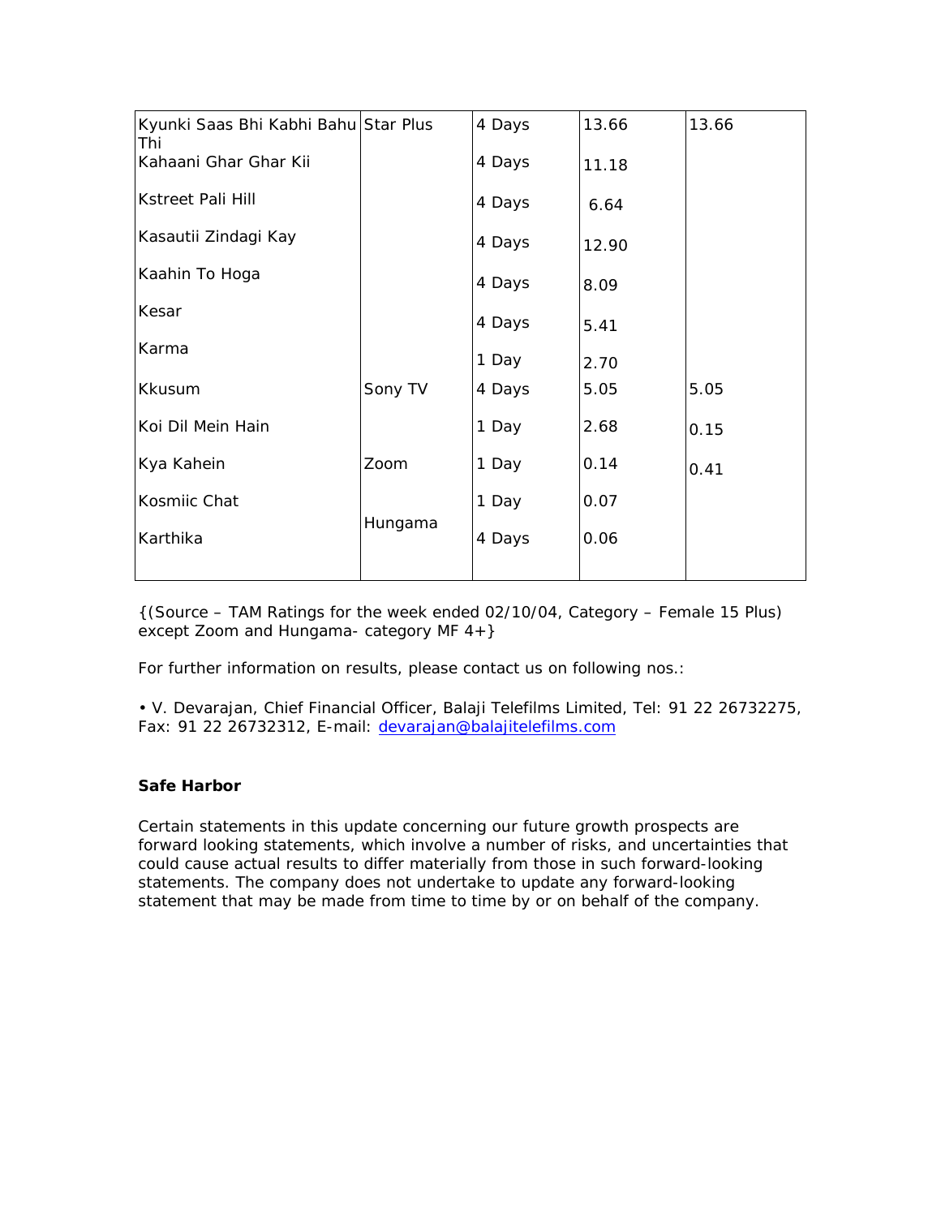| | | | | |
|---|---|---|---|---|
| Kyunki Saas Bhi Kabhi Bahu Thi | Star Plus | 4 Days | 13.66 | 13.66 |
| Kahaani Ghar Ghar Kii | | 4 Days | 11.18 | |
| Kstreet Pali Hill | | 4 Days | 6.64 | |
| Kasautii Zindagi Kay | | 4 Days | 12.90 | |
| Kaahin To Hoga | | 4 Days | 8.09 | |
| Kesar | | 4 Days | 5.41 | |
| Karma | | 1 Day | 2.70 | |
| Kkusum | Sony TV | 4 Days | 5.05 | 5.05 |
| Koi Dil Mein Hain | | 1 Day | 2.68 | 0.15 |
| Kya Kahein | Zoom | 1 Day | 0.14 | 0.41 |
| Kosmiic Chat | | 1 Day | 0.07 | |
| Karthika | Hungama | 4 Days | 0.06 | |

{(Source – TAM Ratings for the week ended 02/10/04, Category – Female 15 Plus) except Zoom and Hungama- category MF 4+}

For further information on results, please contact us on following nos.:

• V. Devarajan, Chief Financial Officer, Balaji Telefilms Limited, Tel: 91 22 26732275, Fax: 91 22 26732312, E-mail: devarajan@balajitelefilms.com

**Safe Harbor**

Certain statements in this update concerning our future growth prospects are forward looking statements, which involve a number of risks, and uncertainties that could cause actual results to differ materially from those in such forward-looking statements. The company does not undertake to update any forward-looking statement that may be made from time to time by or on behalf of the company.